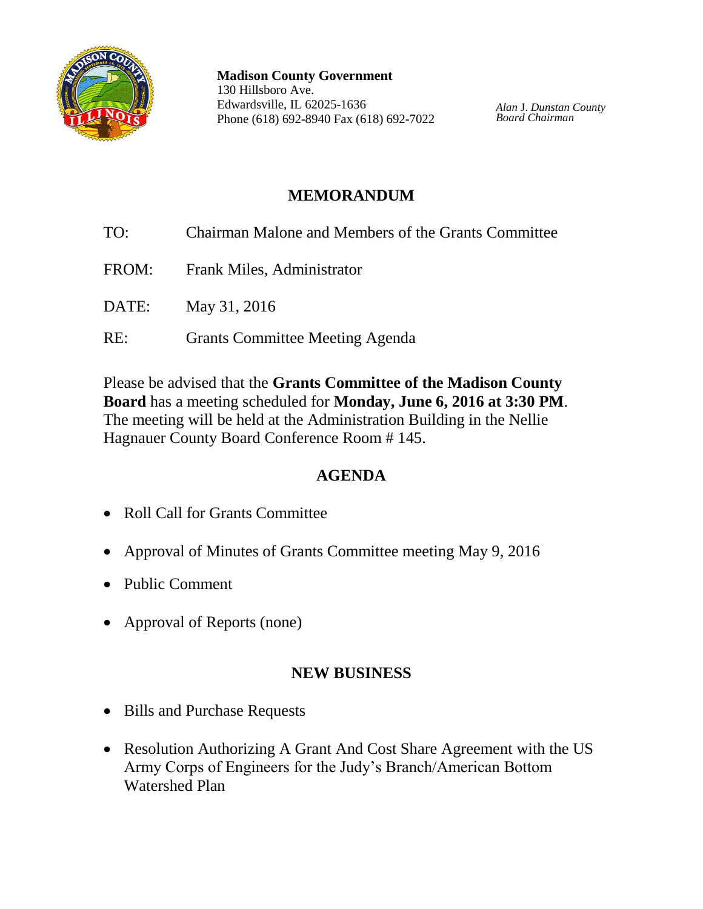**Madison County Government**
130 Hillsboro Ave.
Edwardsville, IL 62025-1636
Phone (618) 692-8940 Fax (618) 692-7022

*Alan J. Dunstan County Board Chairman*

# MEMORANDUM

TO: Chairman Malone and Members of the Grants Committee

FROM: Frank Miles, Administrator

DATE: May 31, 2016

RE: Grants Committee Meeting Agenda

Please be advised that the **Grants Committee of the Madison County Board** has a meeting scheduled for **Monday, June 6, 2016 at 3:30 PM**. The meeting will be held at the Administration Building in the Nellie Hagnauer County Board Conference Room # 145.

## AGENDA

- Roll Call for Grants Committee
- Approval of Minutes of Grants Committee meeting May 9, 2016
- Public Comment
- Approval of Reports (none)

## NEW BUSINESS

- Bills and Purchase Requests
- Resolution Authorizing A Grant And Cost Share Agreement with the US Army Corps of Engineers for the Judy's Branch/American Bottom Watershed Plan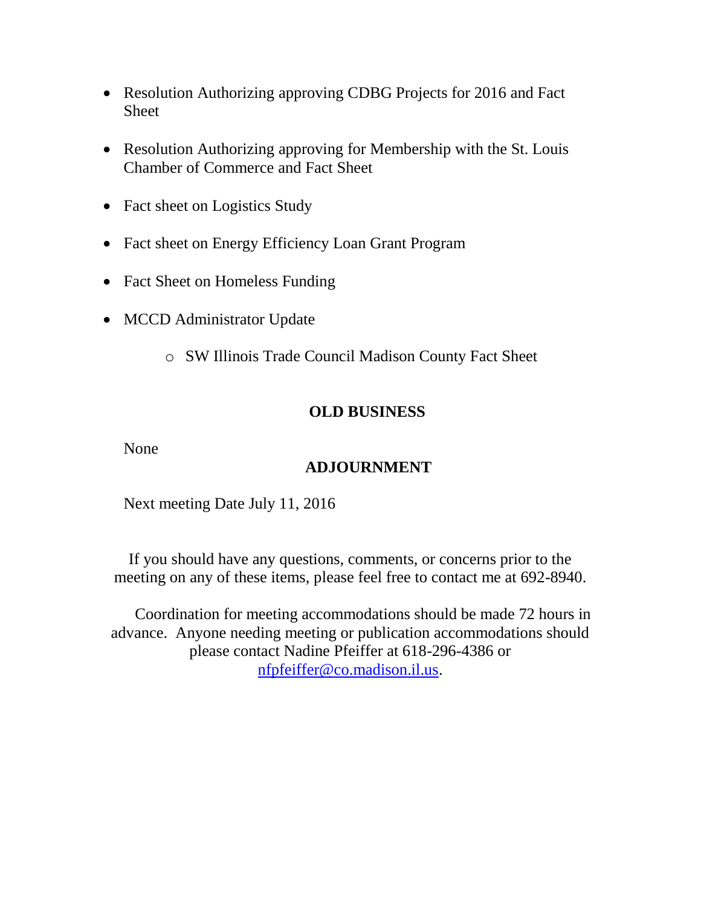- Resolution Authorizing approving CDBG Projects for 2016 and Fact Sheet

- Resolution Authorizing approving for Membership with the St. Louis Chamber of Commerce and Fact Sheet

- Fact sheet on Logistics Study

- Fact sheet on Energy Efficiency Loan Grant Program

- Fact Sheet on Homeless Funding

- MCCD Administrator Update

  - SW Illinois Trade Council Madison County Fact Sheet

**OLD BUSINESS**

None

**ADJOURNMENT**

Next meeting Date July 11, 2016

If you should have any questions, comments, or concerns prior to the meeting on any of these items, please feel free to contact me at 692-8940.

Coordination for meeting accommodations should be made 72 hours in advance. Anyone needing meeting or publication accommodations should please contact Nadine Pfeiffer at 618-296-4386 or nfpfeiffer@co.madison.il.us.